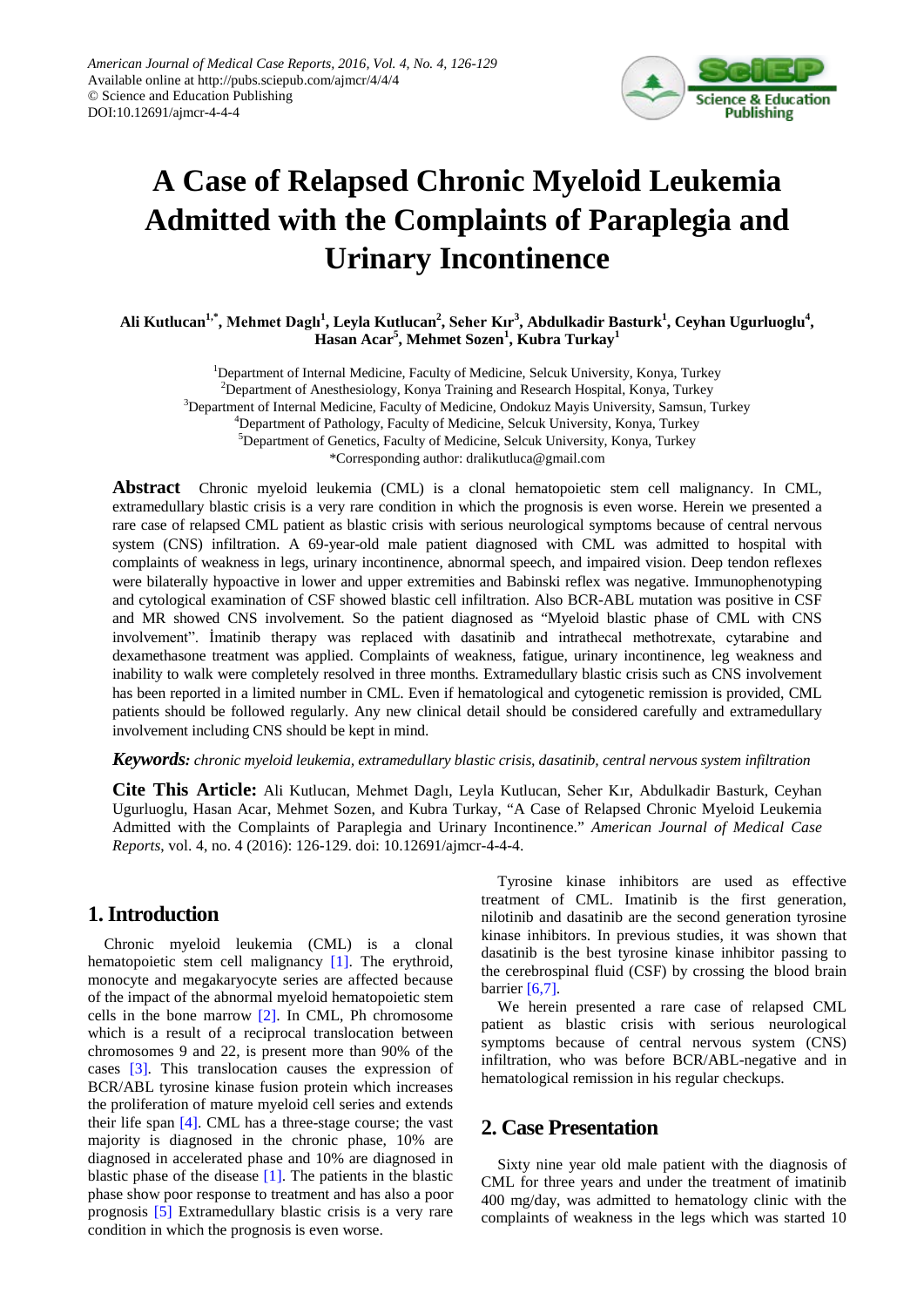# A Case of Relapsed Chronic Myeloid Leukemia Admitted with the Complaints of Paraplegia and Urinary Incontinence

**Ali Kutlucan[1,*], Mehmet Daglı[1], Leyla Kutlucan[2], Seher Kır[3], Abdulkadir Basturk[1], Ceyhan Ugurluoglu[4], Hasan Acar[5], Mehmet Sozen[1], Kubra Turkay[1]**

[1]Department of Internal Medicine, Faculty of Medicine, Selcuk University, Konya, Turkey
[2]Department of Anesthesiology, Konya Training and Research Hospital, Konya, Turkey
[3]Department of Internal Medicine, Faculty of Medicine, Ondokuz Mayis University, Samsun, Turkey
[4]Department of Pathology, Faculty of Medicine, Selcuk University, Konya, Turkey
[5]Department of Genetics, Faculty of Medicine, Selcuk University, Konya, Turkey
*Corresponding author: dralikutluca@gmail.com

**Abstract** Chronic myeloid leukemia (CML) is a clonal hematopoietic stem cell malignancy. In CML, extramedullary blastic crisis is a very rare condition in which the prognosis is even worse. Herein we presented a rare case of relapsed CML patient as blastic crisis with serious neurological symptoms because of central nervous system (CNS) infiltration. A 69-year-old male patient diagnosed with CML was admitted to hospital with complaints of weakness in legs, urinary incontinence, abnormal speech, and impaired vision. Deep tendon reflexes were bilaterally hypoactive in lower and upper extremities and Babinski reflex was negative. Immunophenotyping and cytological examination of CSF showed blastic cell infiltration. Also BCR-ABL mutation was positive in CSF and MR showed CNS involvement. So the patient diagnosed as "Myeloid blastic phase of CML with CNS involvement". İmatinib therapy was replaced with dasatinib and intrathecal methotrexate, cytarabine and dexamethasone treatment was applied. Complaints of weakness, fatigue, urinary incontinence, leg weakness and inability to walk were completely resolved in three months. Extramedullary blastic crisis such as CNS involvement has been reported in a limited number in CML. Even if hematological and cytogenetic remission is provided, CML patients should be followed regularly. Any new clinical detail should be considered carefully and extramedullary involvement including CNS should be kept in mind.

***Keywords:*** *chronic myeloid leukemia, extramedullary blastic crisis, dasatinib, central nervous system infiltration*

**Cite This Article:** Ali Kutlucan, Mehmet Daglı, Leyla Kutlucan, Seher Kır, Abdulkadir Basturk, Ceyhan Ugurluoglu, Hasan Acar, Mehmet Sozen, and Kubra Turkay, "A Case of Relapsed Chronic Myeloid Leukemia Admitted with the Complaints of Paraplegia and Urinary Incontinence." *American Journal of Medical Case Reports*, vol. 4, no. 4 (2016): 126-129. doi: 10.12691/ajmcr-4-4-4.

## 1. Introduction

Chronic myeloid leukemia (CML) is a clonal hematopoietic stem cell malignancy [1]. The erythroid, monocyte and megakaryocyte series are affected because of the impact of the abnormal myeloid hematopoietic stem cells in the bone marrow [2]. In CML, Ph chromosome which is a result of a reciprocal translocation between chromosomes 9 and 22, is present more than 90% of the cases [3]. This translocation causes the expression of BCR/ABL tyrosine kinase fusion protein which increases the proliferation of mature myeloid cell series and extends their life span [4]. CML has a three-stage course; the vast majority is diagnosed in the chronic phase, 10% are diagnosed in accelerated phase and 10% are diagnosed in blastic phase of the disease [1]. The patients in the blastic phase show poor response to treatment and has also a poor prognosis [5] Extramedullary blastic crisis is a very rare condition in which the prognosis is even worse.

Tyrosine kinase inhibitors are used as effective treatment of CML. Imatinib is the first generation, nilotinib and dasatinib are the second generation tyrosine kinase inhibitors. In previous studies, it was shown that dasatinib is the best tyrosine kinase inhibitor passing to the cerebrospinal fluid (CSF) by crossing the blood brain barrier [6,7].

We herein presented a rare case of relapsed CML patient as blastic crisis with serious neurological symptoms because of central nervous system (CNS) infiltration, who was before BCR/ABL-negative and in hematological remission in his regular checkups.

## 2. Case Presentation

Sixty nine year old male patient with the diagnosis of CML for three years and under the treatment of imatinib 400 mg/day, was admitted to hematology clinic with the complaints of weakness in the legs which was started 10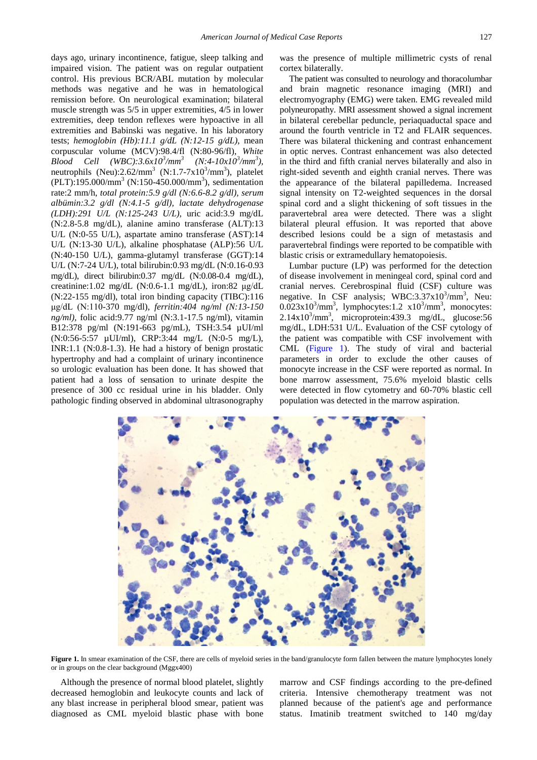days ago, urinary incontinence, fatigue, sleep talking and impaired vision. The patient was on regular outpatient control. His previous BCR/ABL mutation by molecular methods was negative and he was in hematological remission before. On neurological examination; bilateral muscle strength was 5/5 in upper extremities, 4/5 in lower extremities, deep tendon reflexes were hypoactive in all extremities and Babinski was negative. In his laboratory tests; *hemoglobin (Hb):11.1 g/dL (N:12-15 g/dL)*, mean corpuscular volume (MCV):98.4/fl (N:80-96/fl), *White Blood Cell (WBC):3.6x10$^3$/mm$^3$ (N:4-10x10$^3$/mm$^3$)*, neutrophils (Neu):2.62/mm$^3$ (N:1.7-7x10$^3$/mm$^3$), platelet (PLT):195.000/mm$^3$ (N:150-450.000/mm$^3$), sedimentation rate:2 mm/h, *total protein:5.9 g/dl (N:6.6-8.2 g/dl), serum albümin:3.2 g/dl (N:4.1-5 g/dl), lactate dehydrogenase (LDH):291 U/L (N:125-243 U/L)*, uric acid:3.9 mg/dL (N:2.8-5.8 mg/dL), alanine amino transferase (ALT):13 U/L (N:0-55 U/L), aspartate amino transferase (AST):14 U/L (N:13-30 U/L), alkaline phosphatase (ALP):56 U/L (N:40-150 U/L), gamma-glutamyl transferase (GGT):14 U/L (N:7-24 U/L), total bilirubin:0.93 mg/dL (N:0.16-0.93 mg/dL), direct bilirubin:0.37 mg/dL (N:0.08-0.4 mg/dL), creatinine:1.02 mg/dL (N:0.6-1.1 mg/dL), iron:82 µg/dL (N:22-155 mg/dl), total iron binding capacity (TIBC):116 µg/dL (N:110-370 mg/dl), *ferritin:404 ng/ml (N:13-150 ng/ml)*, folic acid:9.77 ng/ml (N:3.1-17.5 ng/ml), vitamin B12:378 pg/ml (N:191-663 pg/mL), TSH:3.54 µUI/ml (N:0:56-5:57 µUI/ml), CRP:3:44 mg/L (N:0-5 mg/L), INR:1.1 (N:0.8-1.3). He had a history of benign prostatic hypertrophy and had a complaint of urinary incontinence so urologic evaluation has been done. It has showed that patient had a loss of sensation to urinate despite the presence of 300 cc residual urine in his bladder. Only pathologic finding observed in abdominal ultrasonography was the presence of multiple millimetric cysts of renal cortex bilaterally.

The patient was consulted to neurology and thoracolumbar and brain magnetic resonance imaging (MRI) and electromyography (EMG) were taken. EMG revealed mild polyneuropathy. MRI assessment showed a signal increment in bilateral cerebellar peduncle, periaquaductal space and around the fourth ventricle in T2 and FLAIR sequences. There was bilateral thickening and contrast enhancement in optic nerves. Contrast enhancement was also detected in the third and fifth cranial nerves bilaterally and also in right-sided seventh and eighth cranial nerves. There was the appearance of the bilateral papilledema. Increased signal intensity on T2-weighted sequences in the dorsal spinal cord and a slight thickening of soft tissues in the paravertebral area were detected. There was a slight bilateral pleural effusion. It was reported that above described lesions could be a sign of metastasis and paravertebral findings were reported to be compatible with blastic crisis or extramedullary hematopoiesis.

Lumbar pucture (LP) was performed for the detection of disease involvement in meningeal cord, spinal cord and cranial nerves. Cerebrospinal fluid (CSF) culture was negative. In CSF analysis; WBC:3.37x10$^3$/mm$^3$, Neu: 0.023x10$^3$/mm$^3$, lymphocytes:1.2 x10$^3$/mm$^3$, monocytes: 2.14x10$^3$/mm$^3$, microprotein:439.3 mg/dL, glucose:56 mg/dL, LDH:531 U/L. Evaluation of the CSF cytology of the patient was compatible with CSF involvement with CML (Figure 1). The study of viral and bacterial parameters in order to exclude the other causes of monocyte increase in the CSF were reported as normal. In bone marrow assessment, 75.6% myeloid blastic cells were detected in flow cytometry and 60-70% blastic cell population was detected in the marrow aspiration.

**Figure 1.** In smear examination of the CSF, there are cells of myeloid series in the band/granulocyte form fallen between the mature lymphocytes lonely or in groups on the clear background (Mggx400)

Although the presence of normal blood platelet, slightly decreased hemoglobin and leukocyte counts and lack of any blast increase in peripheral blood smear, patient was diagnosed as CML myeloid blastic phase with bone marrow and CSF findings according to the pre-defined criteria. Intensive chemotherapy treatment was not planned because of the patient's age and performance status. Imatinib treatment switched to 140 mg/day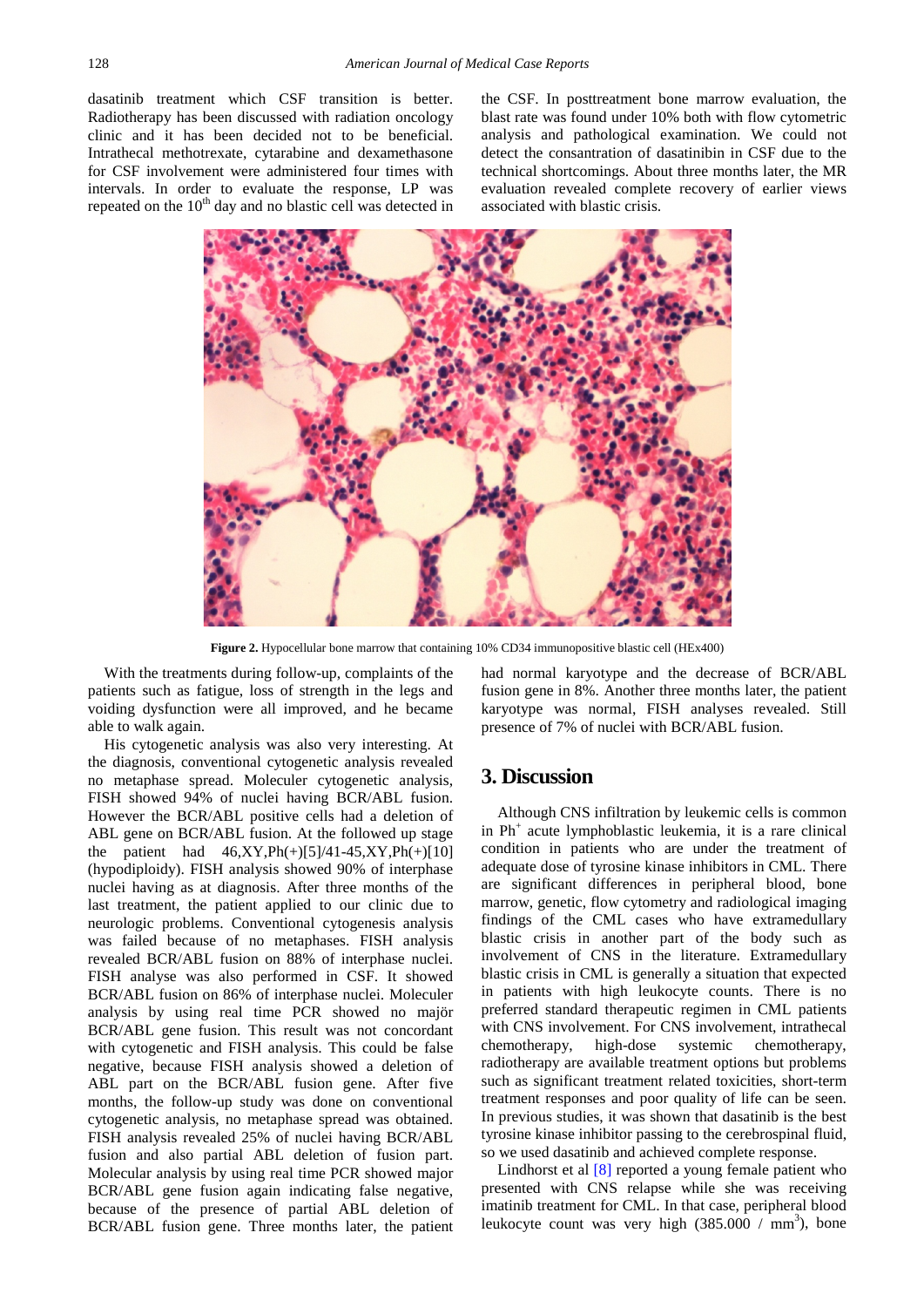dasatinib treatment which CSF transition is better. Radiotherapy has been discussed with radiation oncology clinic and it has been decided not to be beneficial. Intrathecal methotrexate, cytarabine and dexamethasone for CSF involvement were administered four times with intervals. In order to evaluate the response, LP was repeated on the 10th day and no blastic cell was detected in the CSF. In posttreatment bone marrow evaluation, the blast rate was found under 10% both with flow cytometric analysis and pathological examination. We could not detect the consantration of dasatinibin in CSF due to the technical shortcomings. About three months later, the MR evaluation revealed complete recovery of earlier views associated with blastic crisis.

**Figure 2.** Hypocellular bone marrow that containing 10% CD34 immunopositive blastic cell (HEx400)

With the treatments during follow-up, complaints of the patients such as fatigue, loss of strength in the legs and voiding dysfunction were all improved, and he became able to walk again.

His cytogenetic analysis was also very interesting. At the diagnosis, conventional cytogenetic analysis revealed no metaphase spread. Moleculer cytogenetic analysis, FISH showed 94% of nuclei having BCR/ABL fusion. However the BCR/ABL positive cells had a deletion of ABL gene on BCR/ABL fusion. At the followed up stage the patient had 46,XY,Ph(+)[5]/41-45,XY,Ph(+)[10] (hypodiploidy). FISH analysis showed 90% of interphase nuclei having as at diagnosis. After three months of the last treatment, the patient applied to our clinic due to neurologic problems. Conventional cytogenesis analysis was failed because of no metaphases. FISH analysis revealed BCR/ABL fusion on 88% of interphase nuclei. FISH analyse was also performed in CSF. It showed BCR/ABL fusion on 86% of interphase nuclei. Moleculer analysis by using real time PCR showed no majör BCR/ABL gene fusion. This result was not concordant with cytogenetic and FISH analysis. This could be false negative, because FISH analysis showed a deletion of ABL part on the BCR/ABL fusion gene. After five months, the follow-up study was done on conventional cytogenetic analysis, no metaphase spread was obtained. FISH analysis revealed 25% of nuclei having BCR/ABL fusion and also partial ABL deletion of fusion part. Molecular analysis by using real time PCR showed major BCR/ABL gene fusion again indicating false negative, because of the presence of partial ABL deletion of BCR/ABL fusion gene. Three months later, the patient had normal karyotype and the decrease of BCR/ABL fusion gene in 8%. Another three months later, the patient karyotype was normal, FISH analyses revealed. Still presence of 7% of nuclei with BCR/ABL fusion.

## 3. Discussion

Although CNS infiltration by leukemic cells is common in Ph+ acute lymphoblastic leukemia, it is a rare clinical condition in patients who are under the treatment of adequate dose of tyrosine kinase inhibitors in CML. There are significant differences in peripheral blood, bone marrow, genetic, flow cytometry and radiological imaging findings of the CML cases who have extramedullary blastic crisis in another part of the body such as involvement of CNS in the literature. Extramedullary blastic crisis in CML is generally a situation that expected in patients with high leukocyte counts. There is no preferred standard therapeutic regimen in CML patients with CNS involvement. For CNS involvement, intrathecal chemotherapy, high-dose systemic chemotherapy, radiotherapy are available treatment options but problems such as significant treatment related toxicities, short-term treatment responses and poor quality of life can be seen. In previous studies, it was shown that dasatinib is the best tyrosine kinase inhibitor passing to the cerebrospinal fluid, so we used dasatinib and achieved complete response.

Lindhorst et al [8] reported a young female patient who presented with CNS relapse while she was receiving imatinib treatment for CML. In that case, peripheral blood leukocyte count was very high (385.000 / mm$^3$), bone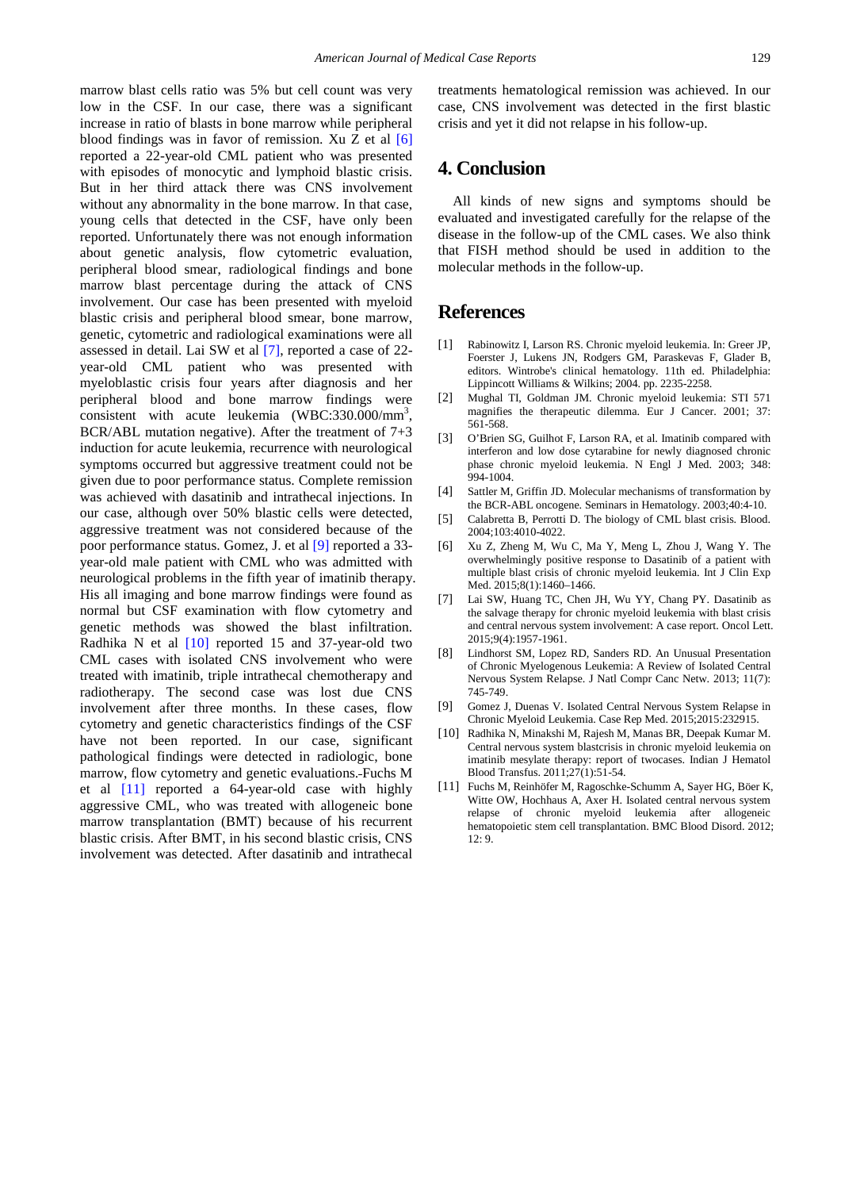marrow blast cells ratio was 5% but cell count was very low in the CSF. In our case, there was a significant increase in ratio of blasts in bone marrow while peripheral blood findings was in favor of remission. Xu Z et al [6] reported a 22-year-old CML patient who was presented with episodes of monocytic and lymphoid blastic crisis. But in her third attack there was CNS involvement without any abnormality in the bone marrow. In that case, young cells that detected in the CSF, have only been reported. Unfortunately there was not enough information about genetic analysis, flow cytometric evaluation, peripheral blood smear, radiological findings and bone marrow blast percentage during the attack of CNS involvement. Our case has been presented with myeloid blastic crisis and peripheral blood smear, bone marrow, genetic, cytometric and radiological examinations were all assessed in detail. Lai SW et al [7], reported a case of 22-year-old CML patient who was presented with myeloblastic crisis four years after diagnosis and her peripheral blood and bone marrow findings were consistent with acute leukemia (WBC:330.000/$mm^3$, BCR/ABL mutation negative). After the treatment of 7+3 induction for acute leukemia, recurrence with neurological symptoms occurred but aggressive treatment could not be given due to poor performance status. Complete remission was achieved with dasatinib and intrathecal injections. In our case, although over 50% blastic cells were detected, aggressive treatment was not considered because of the poor performance status. Gomez, J. et al [9] reported a 33-year-old male patient with CML who was admitted with neurological problems in the fifth year of imatinib therapy. His all imaging and bone marrow findings were found as normal but CSF examination with flow cytometry and genetic methods was showed the blast infiltration. Radhika N et al [10] reported 15 and 37-year-old two CML cases with isolated CNS involvement who were treated with imatinib, triple intrathecal chemotherapy and radiotherapy. The second case was lost due CNS involvement after three months. In these cases, flow cytometry and genetic characteristics findings of the CSF have not been reported. In our case, significant pathological findings were detected in radiologic, bone marrow, flow cytometry and genetic evaluations. Fuchs M et al [11] reported a 64-year-old case with highly aggressive CML, who was treated with allogeneic bone marrow transplantation (BMT) because of his recurrent blastic crisis. After BMT, in his second blastic crisis, CNS involvement was detected. After dasatinib and intrathecal treatments hematological remission was achieved. In our case, CNS involvement was detected in the first blastic crisis and yet it did not relapse in his follow-up.

## 4. Conclusion

All kinds of new signs and symptoms should be evaluated and investigated carefully for the relapse of the disease in the follow-up of the CML cases. We also think that FISH method should be used in addition to the molecular methods in the follow-up.

## References

[1] Rabinowitz I, Larson RS. Chronic myeloid leukemia. In: Greer JP, Foerster J, Lukens JN, Rodgers GM, Paraskevas F, Glader B, editors. Wintrobe's clinical hematology. 11th ed. Philadelphia: Lippincott Williams & Wilkins; 2004. pp. 2235-2258.

[2] Mughal TI, Goldman JM. Chronic myeloid leukemia: STI 571 magnifies the therapeutic dilemma. Eur J Cancer. 2001; 37: 561-568.

[3] O'Brien SG, Guilhot F, Larson RA, et al. Imatinib compared with interferon and low dose cytarabine for newly diagnosed chronic phase chronic myeloid leukemia. N Engl J Med. 2003; 348: 994-1004.

[4] Sattler M, Griffin JD. Molecular mechanisms of transformation by the BCR-ABL oncogene. Seminars in Hematology. 2003;40:4-10.

[5] Calabretta B, Perrotti D. The biology of CML blast crisis. Blood. 2004;103:4010-4022.

[6] Xu Z, Zheng M, Wu C, Ma Y, Meng L, Zhou J, Wang Y. The overwhelmingly positive response to Dasatinib of a patient with multiple blast crisis of chronic myeloid leukemia. Int J Clin Exp Med. 2015;8(1):1460–1466.

[7] Lai SW, Huang TC, Chen JH, Wu YY, Chang PY. Dasatinib as the salvage therapy for chronic myeloid leukemia with blast crisis and central nervous system involvement: A case report. Oncol Lett. 2015;9(4):1957-1961.

[8] Lindhorst SM, Lopez RD, Sanders RD. An Unusual Presentation of Chronic Myelogenous Leukemia: A Review of Isolated Central Nervous System Relapse. J Natl Compr Canc Netw. 2013; 11(7): 745-749.

[9] Gomez J, Duenas V. Isolated Central Nervous System Relapse in Chronic Myeloid Leukemia. Case Rep Med. 2015;2015:232915.

[10] Radhika N, Minakshi M, Rajesh M, Manas BR, Deepak Kumar M. Central nervous system blastcrisis in chronic myeloid leukemia on imatinib mesylate therapy: report of twocases. Indian J Hematol Blood Transfus. 2011;27(1):51-54.

[11] Fuchs M, Reinhöfer M, Ragoschke-Schumm A, Sayer HG, Böer K, Witte OW, Hochhaus A, Axer H. Isolated central nervous system relapse of chronic myeloid leukemia after allogeneic hematopoietic stem cell transplantation. BMC Blood Disord. 2012; 12: 9.